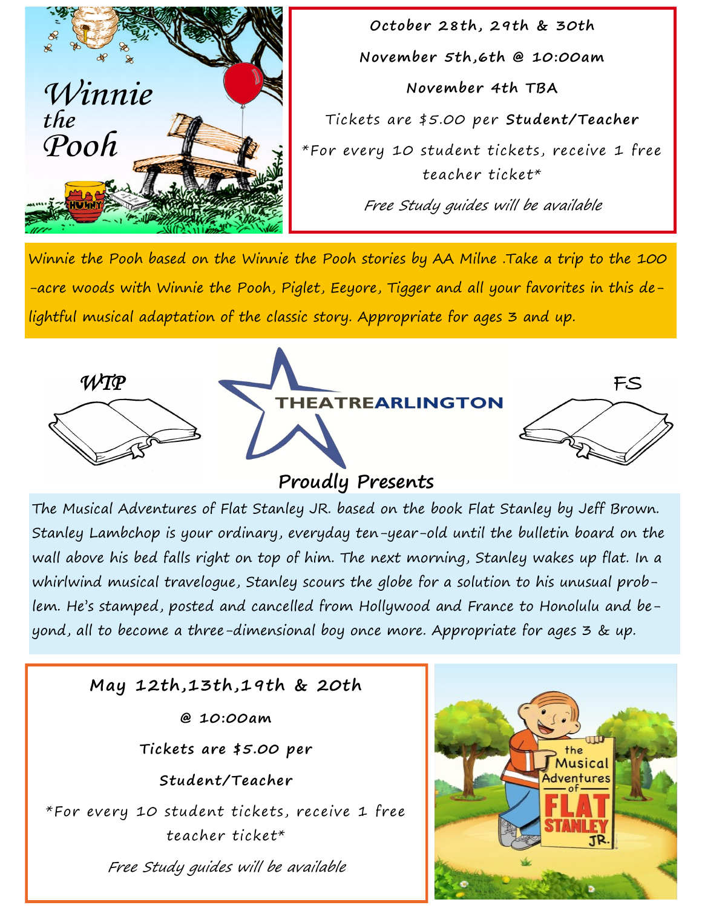# Winnie the Pooh

**October 28th, 29th & 30th**

**November 5th,6th @ 10:00am**

**November 4th TBA**

Tickets are $5.00 per **Student/Teacher**

*For every 10 student tickets, receive 1 free teacher ticket*

*Free Study guides will be available*

Winnie the Pooh based on the Winnie the Pooh stories by AA Milne .Take a trip to the 100 -acre woods with Winnie the Pooh, Piglet, Eeyore, Tigger and all your favorites in this delightful musical adaptation of the classic story. Appropriate for ages 3 and up.

WTP

THEATREARLINGTON

FS

## Proudly Presents

The Musical Adventures of Flat Stanley JR. based on the book Flat Stanley by Jeff Brown. Stanley Lambchop is your ordinary, everyday ten-year-old until the bulletin board on the wall above his bed falls right on top of him. The next morning, Stanley wakes up flat. In a whirlwind musical travelogue, Stanley scours the globe for a solution to his unusual problem. He's stamped, posted and cancelled from Hollywood and France to Honolulu and beyond, all to become a three-dimensional boy once more. Appropriate for ages 3 & up.

**May 12th,13th,19th & 20th**

**@ 10:00am**

**Tickets are $5.00 per**

**Student/Teacher**

*For every 10 student tickets, receive 1 free teacher ticket*

*Free Study guides will be available*

the Musical Adventures of FLAT STANLEY JR.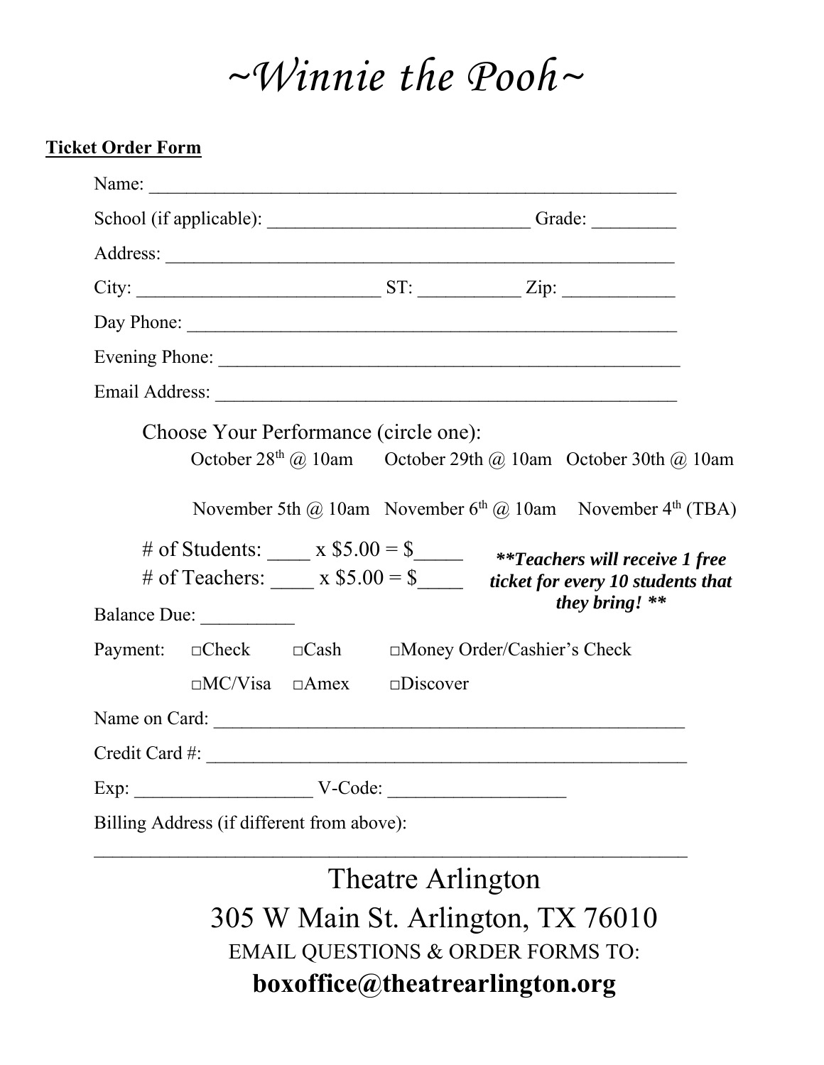# ~Winnie the Pooh~

**Ticket Order Form**

Name: ___________________________________________________________

School (if applicable): ____________________________ Grade: _________

Address: _________________________________________________________

City: __________________________ ST: ___________ Zip: ____________

Day Phone: _______________________________________________________

Evening Phone: ___________________________________________________

Email Address: ___________________________________________________

Choose Your Performance (circle one):

October 28th @ 10am     October 29th @ 10am     October 30th @ 10am

November 5th @ 10am     November 6th @ 10am     November 4th (TBA)

# of Students: ____ x $5.00 = $_____

# of Teachers: ____ x $5.00 = $_____

***\*\*Teachers will receive 1 free ticket for every 10 students that they bring! \*\****

Balance Due: __________

Payment: □Check □Cash □Money Order/Cashier's Check

□MC/Visa □Amex □Discover

Name on Card: ____________________________________________________

Credit Card #: ___________________________________________________

Exp: ___________________ V-Code: ___________________

Billing Address (if different from above):

_________________________________________________________________

Theatre Arlington

305 W Main St. Arlington, TX 76010

EMAIL QUESTIONS & ORDER FORMS TO:

**boxoffice@theatrearlington.org**